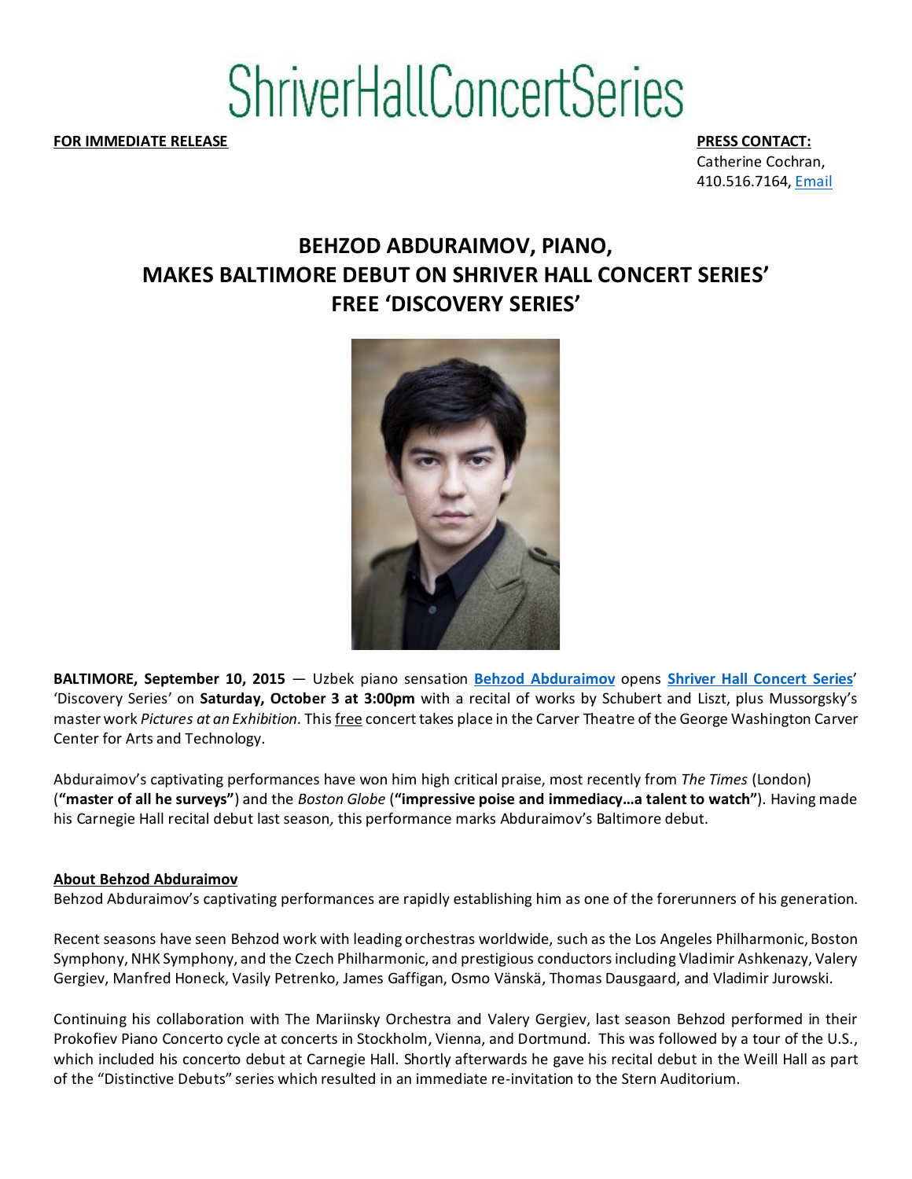# ShriverHallConcertSeries

**FOR IMMEDIATE RELEASE**

**PRESS CONTACT:**
Catherine Cochran,
410.516.7164, Email

## BEHZOD ABDURAIMOV, PIANO, MAKES BALTIMORE DEBUT ON SHRIVER HALL CONCERT SERIES' FREE 'DISCOVERY SERIES'

**BALTIMORE, September 10, 2015** — Uzbek piano sensation **Behzod Abduraimov** opens **Shriver Hall Concert Series**' 'Discovery Series' on **Saturday, October 3 at 3:00pm** with a recital of works by Schubert and Liszt, plus Mussorgsky's master work *Pictures at an Exhibition*. This free concert takes place in the Carver Theatre of the George Washington Carver Center for Arts and Technology.

Abduraimov's captivating performances have won him high critical praise, most recently from *The Times* (London) (**"master of all he surveys"**) and the *Boston Globe* (**"impressive poise and immediacy…a talent to watch"**). Having made his Carnegie Hall recital debut last season, this performance marks Abduraimov's Baltimore debut.

### About Behzod Abduraimov

Behzod Abduraimov's captivating performances are rapidly establishing him as one of the forerunners of his generation.

Recent seasons have seen Behzod work with leading orchestras worldwide, such as the Los Angeles Philharmonic, Boston Symphony, NHK Symphony, and the Czech Philharmonic, and prestigious conductors including Vladimir Ashkenazy, Valery Gergiev, Manfred Honeck, Vasily Petrenko, James Gaffigan, Osmo Vänskä, Thomas Dausgaard, and Vladimir Jurowski.

Continuing his collaboration with The Mariinsky Orchestra and Valery Gergiev, last season Behzod performed in their Prokofiev Piano Concerto cycle at concerts in Stockholm, Vienna, and Dortmund. This was followed by a tour of the U.S., which included his concerto debut at Carnegie Hall. Shortly afterwards he gave his recital debut in the Weill Hall as part of the "Distinctive Debuts" series which resulted in an immediate re-invitation to the Stern Auditorium.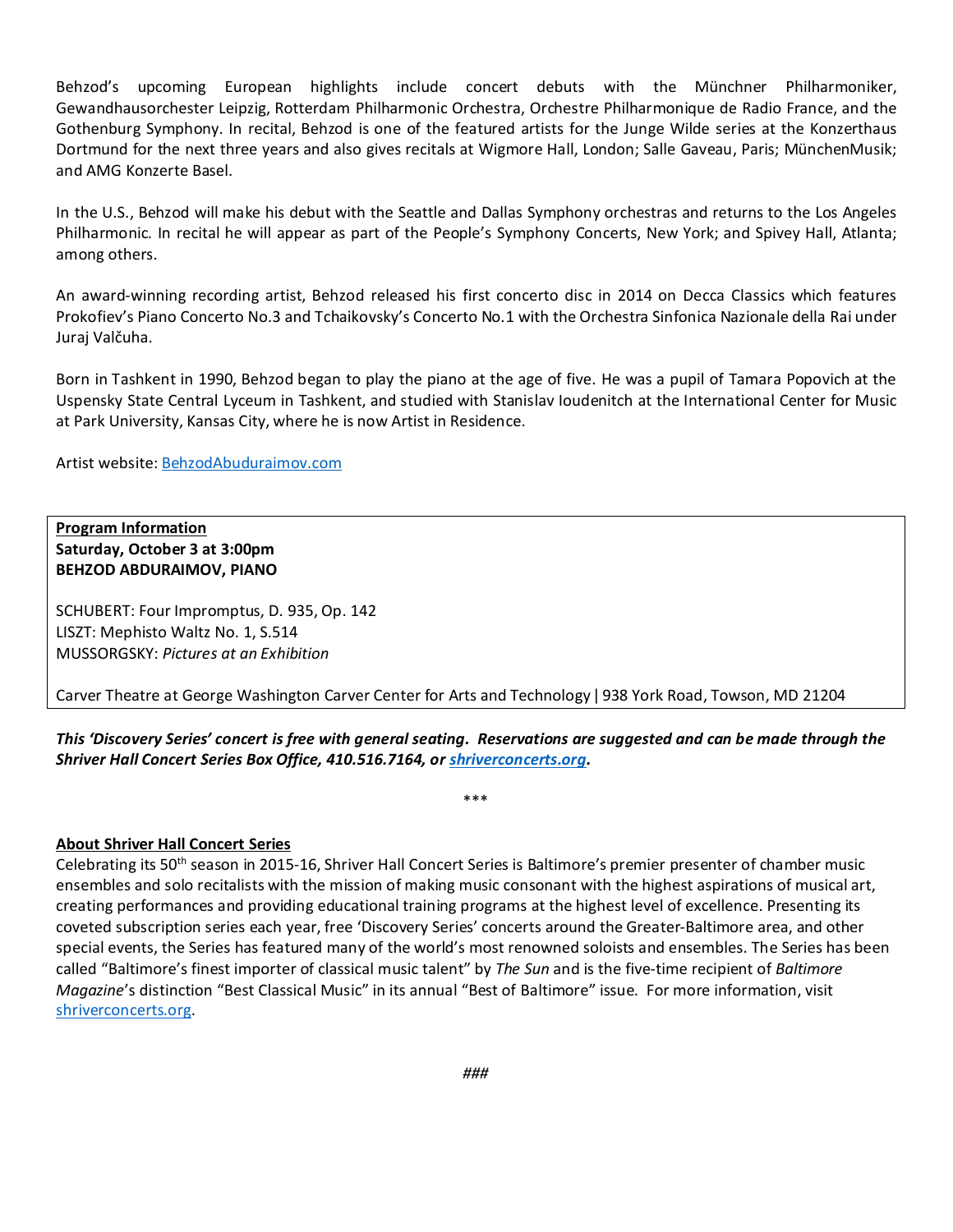Behzod's upcoming European highlights include concert debuts with the Münchner Philharmoniker, Gewandhausorchester Leipzig, Rotterdam Philharmonic Orchestra, Orchestre Philharmonique de Radio France, and the Gothenburg Symphony. In recital, Behzod is one of the featured artists for the Junge Wilde series at the Konzerthaus Dortmund for the next three years and also gives recitals at Wigmore Hall, London; Salle Gaveau, Paris; MünchenMusik; and AMG Konzerte Basel.

In the U.S., Behzod will make his debut with the Seattle and Dallas Symphony orchestras and returns to the Los Angeles Philharmonic. In recital he will appear as part of the People's Symphony Concerts, New York; and Spivey Hall, Atlanta; among others.

An award-winning recording artist, Behzod released his first concerto disc in 2014 on Decca Classics which features Prokofiev's Piano Concerto No.3 and Tchaikovsky's Concerto No.1 with the Orchestra Sinfonica Nazionale della Rai under Juraj Valčuha.

Born in Tashkent in 1990, Behzod began to play the piano at the age of five. He was a pupil of Tamara Popovich at the Uspensky State Central Lyceum in Tashkent, and studied with Stanislav Ioudenitch at the International Center for Music at Park University, Kansas City, where he is now Artist in Residence.

Artist website: BehzodAbduraimov.com

**Program Information**
**Saturday, October 3 at 3:00pm**
**BEHZOD ABDURAIMOV, PIANO**

SCHUBERT: Four Impromptus, D. 935, Op. 142
LISZT: Mephisto Waltz No. 1, S.514
MUSSORGSKY: *Pictures at an Exhibition*

Carver Theatre at George Washington Carver Center for Arts and Technology | 938 York Road, Towson, MD 21204

***This 'Discovery Series' concert is free with general seating. Reservations are suggested and can be made through the Shriver Hall Concert Series Box Office, 410.516.7164, or shriverconcerts.org.***

***

**About Shriver Hall Concert Series**

Celebrating its 50th season in 2015-16, Shriver Hall Concert Series is Baltimore's premier presenter of chamber music ensembles and solo recitalists with the mission of making music consonant with the highest aspirations of musical art, creating performances and providing educational training programs at the highest level of excellence. Presenting its coveted subscription series each year, free 'Discovery Series' concerts around the Greater-Baltimore area, and other special events, the Series has featured many of the world's most renowned soloists and ensembles. The Series has been called "Baltimore's finest importer of classical music talent" by *The Sun* and is the five-time recipient of *Baltimore Magazine*'s distinction "Best Classical Music" in its annual "Best of Baltimore" issue. For more information, visit shriverconcerts.org.

###